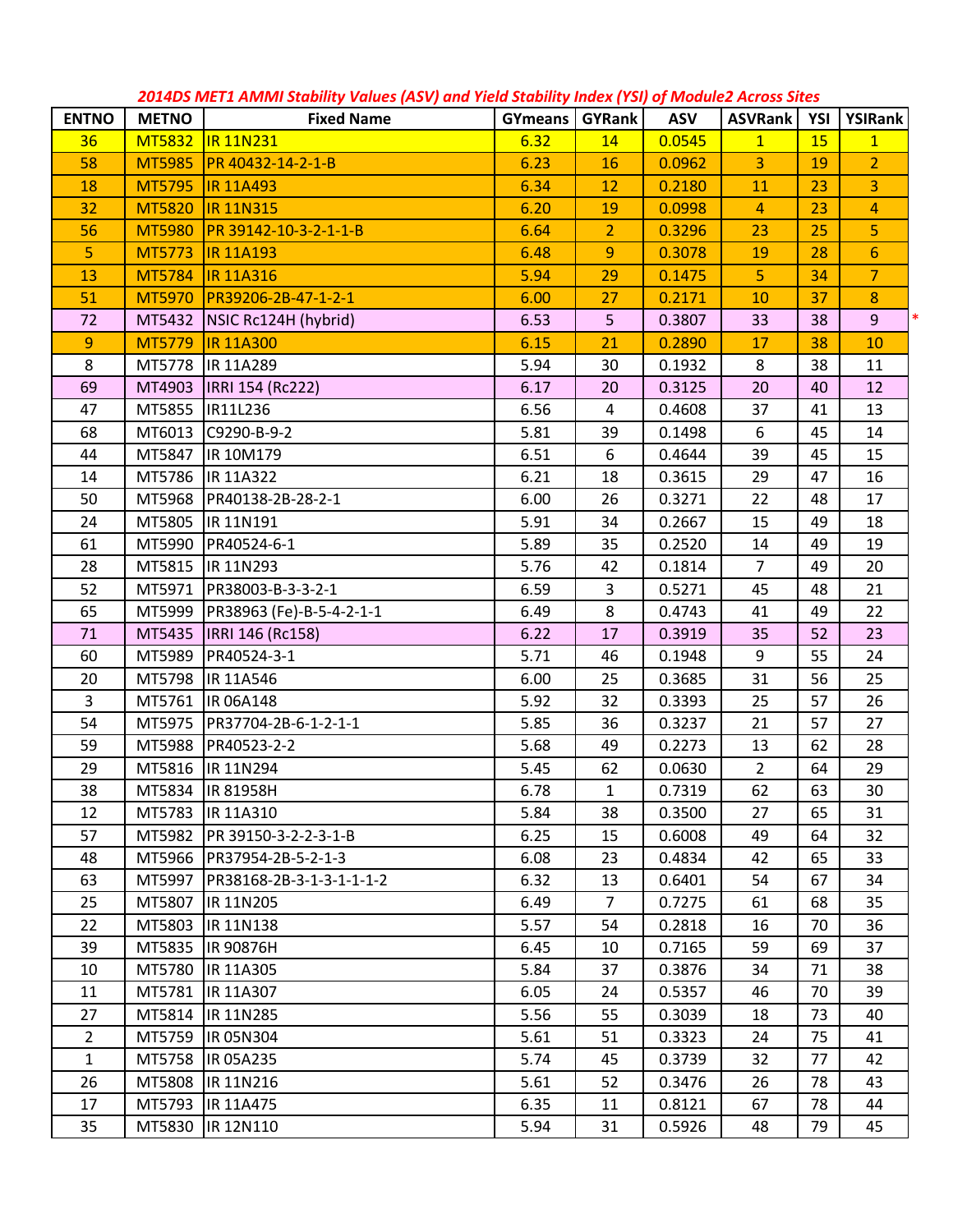*2014DS MET1 AMMI Stability Values (ASV) and Yield Stability Index (YSI) of Module2 Across Sites*

| ENTNO | METNO | Fixed Name | GYmeans | GYRank | ASV | ASVRank | YSI | YSIRank |
|---|---|---|---|---|---|---|---|---|
| 36 | MT5832 | IR 11N231 | 6.32 | 14 | 0.0545 | 1 | 15 | 1 |
| 58 | MT5985 | PR 40432-14-2-1-B | 6.23 | 16 | 0.0962 | 3 | 19 | 2 |
| 18 | MT5795 | IR 11A493 | 6.34 | 12 | 0.2180 | 11 | 23 | 3 |
| 32 | MT5820 | IR 11N315 | 6.20 | 19 | 0.0998 | 4 | 23 | 4 |
| 56 | MT5980 | PR 39142-10-3-2-1-1-B | 6.64 | 2 | 0.3296 | 23 | 25 | 5 |
| 5 | MT5773 | IR 11A193 | 6.48 | 9 | 0.3078 | 19 | 28 | 6 |
| 13 | MT5784 | IR 11A316 | 5.94 | 29 | 0.1475 | 5 | 34 | 7 |
| 51 | MT5970 | PR39206-2B-47-1-2-1 | 6.00 | 27 | 0.2171 | 10 | 37 | 8 |
| 72 | MT5432 | NSIC Rc124H (hybrid) | 6.53 | 5 | 0.3807 | 33 | 38 | 9 * |
| 9 | MT5779 | IR 11A300 | 6.15 | 21 | 0.2890 | 17 | 38 | 10 |
| 8 | MT5778 | IR 11A289 | 5.94 | 30 | 0.1932 | 8 | 38 | 11 |
| 69 | MT4903 | IRRI 154 (Rc222) | 6.17 | 20 | 0.3125 | 20 | 40 | 12 |
| 47 | MT5855 | IR11L236 | 6.56 | 4 | 0.4608 | 37 | 41 | 13 |
| 68 | MT6013 | C9290-B-9-2 | 5.81 | 39 | 0.1498 | 6 | 45 | 14 |
| 44 | MT5847 | IR 10M179 | 6.51 | 6 | 0.4644 | 39 | 45 | 15 |
| 14 | MT5786 | IR 11A322 | 6.21 | 18 | 0.3615 | 29 | 47 | 16 |
| 50 | MT5968 | PR40138-2B-28-2-1 | 6.00 | 26 | 0.3271 | 22 | 48 | 17 |
| 24 | MT5805 | IR 11N191 | 5.91 | 34 | 0.2667 | 15 | 49 | 18 |
| 61 | MT5990 | PR40524-6-1 | 5.89 | 35 | 0.2520 | 14 | 49 | 19 |
| 28 | MT5815 | IR 11N293 | 5.76 | 42 | 0.1814 | 7 | 49 | 20 |
| 52 | MT5971 | PR38003-B-3-3-2-1 | 6.59 | 3 | 0.5271 | 45 | 48 | 21 |
| 65 | MT5999 | PR38963 (Fe)-B-5-4-2-1-1 | 6.49 | 8 | 0.4743 | 41 | 49 | 22 |
| 71 | MT5435 | IRRI 146 (Rc158) | 6.22 | 17 | 0.3919 | 35 | 52 | 23 |
| 60 | MT5989 | PR40524-3-1 | 5.71 | 46 | 0.1948 | 9 | 55 | 24 |
| 20 | MT5798 | IR 11A546 | 6.00 | 25 | 0.3685 | 31 | 56 | 25 |
| 3 | MT5761 | IR 06A148 | 5.92 | 32 | 0.3393 | 25 | 57 | 26 |
| 54 | MT5975 | PR37704-2B-6-1-2-1-1 | 5.85 | 36 | 0.3237 | 21 | 57 | 27 |
| 59 | MT5988 | PR40523-2-2 | 5.68 | 49 | 0.2273 | 13 | 62 | 28 |
| 29 | MT5816 | IR 11N294 | 5.45 | 62 | 0.0630 | 2 | 64 | 29 |
| 38 | MT5834 | IR 81958H | 6.78 | 1 | 0.7319 | 62 | 63 | 30 |
| 12 | MT5783 | IR 11A310 | 5.84 | 38 | 0.3500 | 27 | 65 | 31 |
| 57 | MT5982 | PR 39150-3-2-2-3-1-B | 6.25 | 15 | 0.6008 | 49 | 64 | 32 |
| 48 | MT5966 | PR37954-2B-5-2-1-3 | 6.08 | 23 | 0.4834 | 42 | 65 | 33 |
| 63 | MT5997 | PR38168-2B-3-1-3-1-1-2 | 6.32 | 13 | 0.6401 | 54 | 67 | 34 |
| 25 | MT5807 | IR 11N205 | 6.49 | 7 | 0.7275 | 61 | 68 | 35 |
| 22 | MT5803 | IR 11N138 | 5.57 | 54 | 0.2818 | 16 | 70 | 36 |
| 39 | MT5835 | IR 90876H | 6.45 | 10 | 0.7165 | 59 | 69 | 37 |
| 10 | MT5780 | IR 11A305 | 5.84 | 37 | 0.3876 | 34 | 71 | 38 |
| 11 | MT5781 | IR 11A307 | 6.05 | 24 | 0.5357 | 46 | 70 | 39 |
| 27 | MT5814 | IR 11N285 | 5.56 | 55 | 0.3039 | 18 | 73 | 40 |
| 2 | MT5759 | IR 05N304 | 5.61 | 51 | 0.3323 | 24 | 75 | 41 |
| 1 | MT5758 | IR 05A235 | 5.74 | 45 | 0.3739 | 32 | 77 | 42 |
| 26 | MT5808 | IR 11N216 | 5.61 | 52 | 0.3476 | 26 | 78 | 43 |
| 17 | MT5793 | IR 11A475 | 6.35 | 11 | 0.8121 | 67 | 78 | 44 |
| 35 | MT5830 | IR 12N110 | 5.94 | 31 | 0.5926 | 48 | 79 | 45 |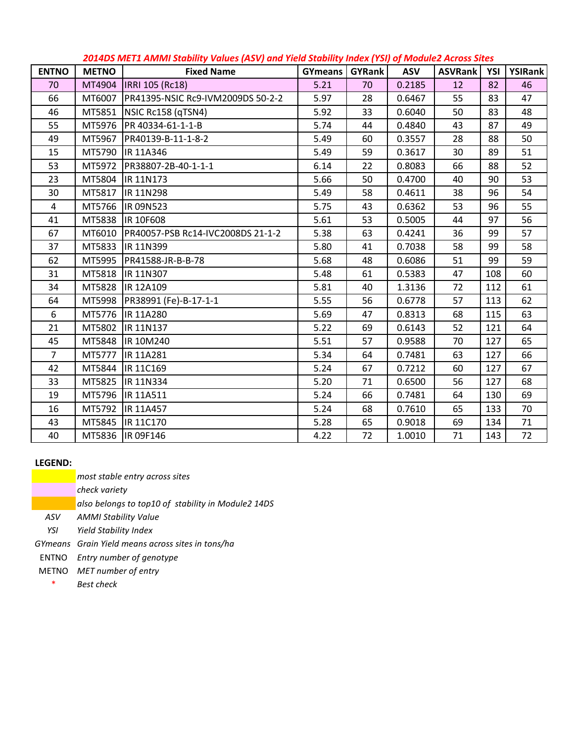### 2014DS MET1 AMMI Stability Values (ASV) and Yield Stability Index (YSI) of Module2 Across Sites

| ENTNO | METNO | Fixed Name | GYmeans | GYRank | ASV | ASVRank | YSI | YSIRank |
|---|---|---|---|---|---|---|---|---|
| 70 | MT4904 | IRRI 105 (Rc18) | 5.21 | 70 | 0.2185 | 12 | 82 | 46 |
| 66 | MT6007 | PR41395-NSIC Rc9-IVM2009DS 50-2-2 | 5.97 | 28 | 0.6467 | 55 | 83 | 47 |
| 46 | MT5851 | NSIC Rc158 (qTSN4) | 5.92 | 33 | 0.6040 | 50 | 83 | 48 |
| 55 | MT5976 | PR 40334-61-1-1-B | 5.74 | 44 | 0.4840 | 43 | 87 | 49 |
| 49 | MT5967 | PR40139-B-11-1-8-2 | 5.49 | 60 | 0.3557 | 28 | 88 | 50 |
| 15 | MT5790 | IR 11A346 | 5.49 | 59 | 0.3617 | 30 | 89 | 51 |
| 53 | MT5972 | PR38807-2B-40-1-1-1 | 6.14 | 22 | 0.8083 | 66 | 88 | 52 |
| 23 | MT5804 | IR 11N173 | 5.66 | 50 | 0.4700 | 40 | 90 | 53 |
| 30 | MT5817 | IR 11N298 | 5.49 | 58 | 0.4611 | 38 | 96 | 54 |
| 4 | MT5766 | IR 09N523 | 5.75 | 43 | 0.6362 | 53 | 96 | 55 |
| 41 | MT5838 | IR 10F608 | 5.61 | 53 | 0.5005 | 44 | 97 | 56 |
| 67 | MT6010 | PR40057-PSB Rc14-IVC2008DS 21-1-2 | 5.38 | 63 | 0.4241 | 36 | 99 | 57 |
| 37 | MT5833 | IR 11N399 | 5.80 | 41 | 0.7038 | 58 | 99 | 58 |
| 62 | MT5995 | PR41588-JR-B-B-78 | 5.68 | 48 | 0.6086 | 51 | 99 | 59 |
| 31 | MT5818 | IR 11N307 | 5.48 | 61 | 0.5383 | 47 | 108 | 60 |
| 34 | MT5828 | IR 12A109 | 5.81 | 40 | 1.3136 | 72 | 112 | 61 |
| 64 | MT5998 | PR38991 (Fe)-B-17-1-1 | 5.55 | 56 | 0.6778 | 57 | 113 | 62 |
| 6 | MT5776 | IR 11A280 | 5.69 | 47 | 0.8313 | 68 | 115 | 63 |
| 21 | MT5802 | IR 11N137 | 5.22 | 69 | 0.6143 | 52 | 121 | 64 |
| 45 | MT5848 | IR 10M240 | 5.51 | 57 | 0.9588 | 70 | 127 | 65 |
| 7 | MT5777 | IR 11A281 | 5.34 | 64 | 0.7481 | 63 | 127 | 66 |
| 42 | MT5844 | IR 11C169 | 5.24 | 67 | 0.7212 | 60 | 127 | 67 |
| 33 | MT5825 | IR 11N334 | 5.20 | 71 | 0.6500 | 56 | 127 | 68 |
| 19 | MT5796 | IR 11A511 | 5.24 | 66 | 0.7481 | 64 | 130 | 69 |
| 16 | MT5792 | IR 11A457 | 5.24 | 68 | 0.7610 | 65 | 133 | 70 |
| 43 | MT5845 | IR 11C170 | 5.28 | 65 | 0.9018 | 69 | 134 | 71 |
| 40 | MT5836 | IR 09F146 | 4.22 | 72 | 1.0010 | 71 | 143 | 72 |

**LEGEND:**

| | |
|---|---|
| (yellow) | *most stable entry across sites* |
| (pink) | *check variety* |
| (orange) | *also belongs to top10 of stability in Module2 14DS* |
| *ASV* | *AMMI Stability Value* |
| *YSI* | *Yield Stability Index* |
| *GYmeans* | *Grain Yield means across sites in tons/ha* |
| ENTNO | *Entry number of genotype* |
| METNO | *MET number of entry* |
| * | *Best check* |